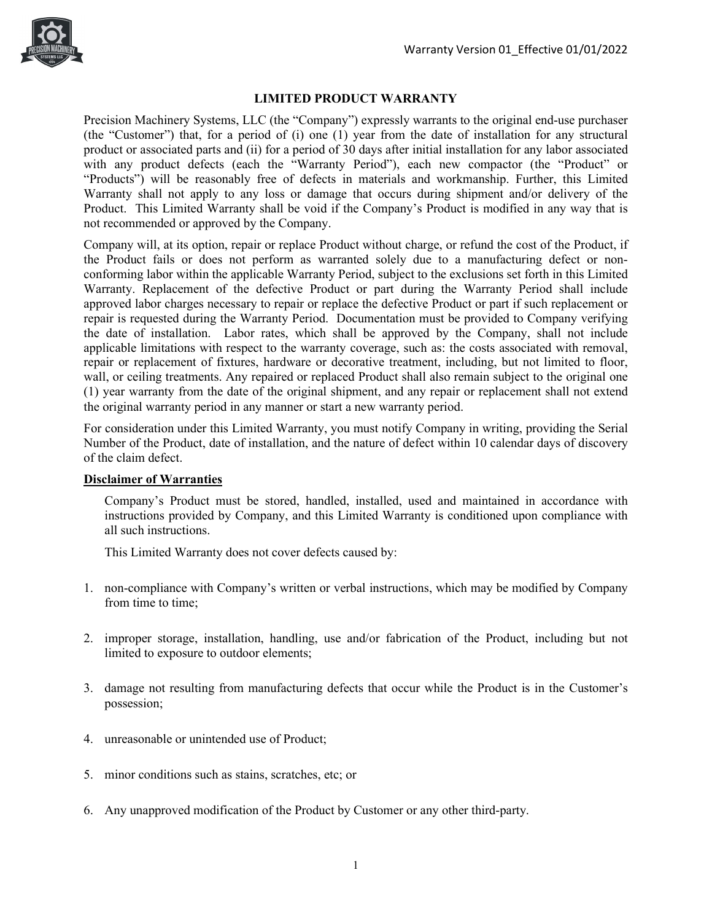Warranty Version 01_Effective 01/01/2022

## LIMITED PRODUCT WARRANTY

Precision Machinery Systems, LLC (the "Company") expressly warrants to the original end-use purchaser (the "Customer") that, for a period of (i) one (1) year from the date of installation for any structural product or associated parts and (ii) for a period of 30 days after initial installation for any labor associated with any product defects (each the "Warranty Period"), each new compactor (the "Product" or "Products") will be reasonably free of defects in materials and workmanship. Further, this Limited Warranty shall not apply to any loss or damage that occurs during shipment and/or delivery of the Product. This Limited Warranty shall be void if the Company's Product is modified in any way that is not recommended or approved by the Company.

Company will, at its option, repair or replace Product without charge, or refund the cost of the Product, if the Product fails or does not perform as warranted solely due to a manufacturing defect or non-conforming labor within the applicable Warranty Period, subject to the exclusions set forth in this Limited Warranty. Replacement of the defective Product or part during the Warranty Period shall include approved labor charges necessary to repair or replace the defective Product or part if such replacement or repair is requested during the Warranty Period. Documentation must be provided to Company verifying the date of installation. Labor rates, which shall be approved by the Company, shall not include applicable limitations with respect to the warranty coverage, such as: the costs associated with removal, repair or replacement of fixtures, hardware or decorative treatment, including, but not limited to, floor, wall, or ceiling treatments. Any repaired or replaced Product shall also remain subject to the original one (1) year warranty from the date of the original shipment, and any repair or replacement shall not extend the original warranty period in any manner or start a new warranty period.

For consideration under this Limited Warranty, you must notify Company in writing, providing the Serial Number of the Product, date of installation, and the nature of defect within 10 calendar days of discovery of the claim defect.

**Disclaimer of Warranties**

Company's Product must be stored, handled, installed, used and maintained in accordance with instructions provided by Company, and this Limited Warranty is conditioned upon compliance with all such instructions.

This Limited Warranty does not cover defects caused by:

1. non-compliance with Company's written or verbal instructions, which may be modified by Company from time to time;
2. improper storage, installation, handling, use and/or fabrication of the Product, including but not limited to exposure to outdoor elements;
3. damage not resulting from manufacturing defects that occur while the Product is in the Customer's possession;
4. unreasonable or unintended use of Product;
5. minor conditions such as stains, scratches, etc; or
6. Any unapproved modification of the Product by Customer or any other third-party.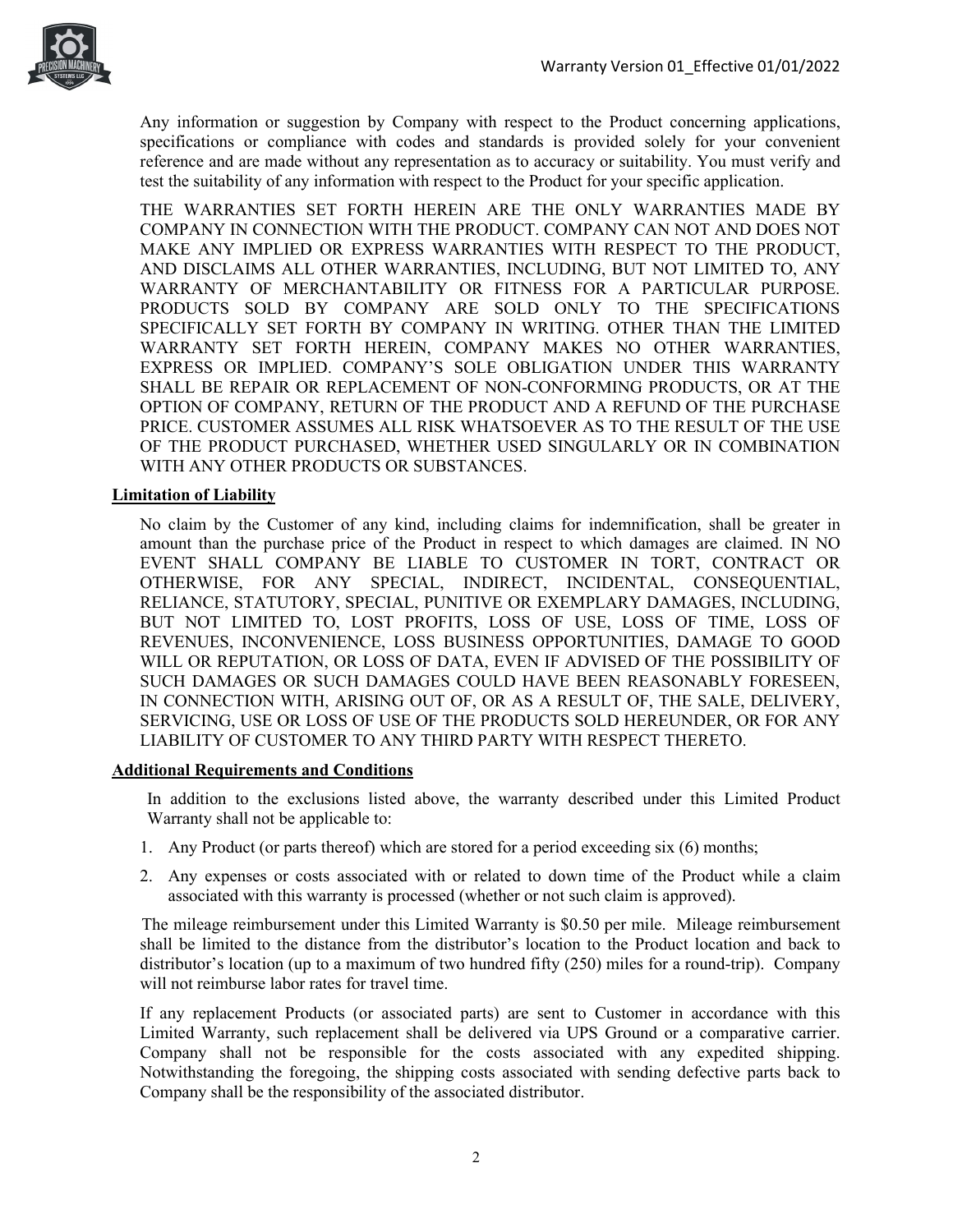Any information or suggestion by Company with respect to the Product concerning applications, specifications or compliance with codes and standards is provided solely for your convenient reference and are made without any representation as to accuracy or suitability. You must verify and test the suitability of any information with respect to the Product for your specific application.

THE WARRANTIES SET FORTH HEREIN ARE THE ONLY WARRANTIES MADE BY COMPANY IN CONNECTION WITH THE PRODUCT. COMPANY CAN NOT AND DOES NOT MAKE ANY IMPLIED OR EXPRESS WARRANTIES WITH RESPECT TO THE PRODUCT, AND DISCLAIMS ALL OTHER WARRANTIES, INCLUDING, BUT NOT LIMITED TO, ANY WARRANTY OF MERCHANTABILITY OR FITNESS FOR A PARTICULAR PURPOSE. PRODUCTS SOLD BY COMPANY ARE SOLD ONLY TO THE SPECIFICATIONS SPECIFICALLY SET FORTH BY COMPANY IN WRITING. OTHER THAN THE LIMITED WARRANTY SET FORTH HEREIN, COMPANY MAKES NO OTHER WARRANTIES, EXPRESS OR IMPLIED. COMPANY'S SOLE OBLIGATION UNDER THIS WARRANTY SHALL BE REPAIR OR REPLACEMENT OF NON-CONFORMING PRODUCTS, OR AT THE OPTION OF COMPANY, RETURN OF THE PRODUCT AND A REFUND OF THE PURCHASE PRICE. CUSTOMER ASSUMES ALL RISK WHATSOEVER AS TO THE RESULT OF THE USE OF THE PRODUCT PURCHASED, WHETHER USED SINGULARLY OR IN COMBINATION WITH ANY OTHER PRODUCTS OR SUBSTANCES.

**Limitation of Liability**

No claim by the Customer of any kind, including claims for indemnification, shall be greater in amount than the purchase price of the Product in respect to which damages are claimed. IN NO EVENT SHALL COMPANY BE LIABLE TO CUSTOMER IN TORT, CONTRACT OR OTHERWISE, FOR ANY SPECIAL, INDIRECT, INCIDENTAL, CONSEQUENTIAL, RELIANCE, STATUTORY, SPECIAL, PUNITIVE OR EXEMPLARY DAMAGES, INCLUDING, BUT NOT LIMITED TO, LOST PROFITS, LOSS OF USE, LOSS OF TIME, LOSS OF REVENUES, INCONVENIENCE, LOSS BUSINESS OPPORTUNITIES, DAMAGE TO GOOD WILL OR REPUTATION, OR LOSS OF DATA, EVEN IF ADVISED OF THE POSSIBILITY OF SUCH DAMAGES OR SUCH DAMAGES COULD HAVE BEEN REASONABLY FORESEEN, IN CONNECTION WITH, ARISING OUT OF, OR AS A RESULT OF, THE SALE, DELIVERY, SERVICING, USE OR LOSS OF USE OF THE PRODUCTS SOLD HEREUNDER, OR FOR ANY LIABILITY OF CUSTOMER TO ANY THIRD PARTY WITH RESPECT THERETO.

**Additional Requirements and Conditions**

In addition to the exclusions listed above, the warranty described under this Limited Product Warranty shall not be applicable to:

1. Any Product (or parts thereof) which are stored for a period exceeding six (6) months;
2. Any expenses or costs associated with or related to down time of the Product while a claim associated with this warranty is processed (whether or not such claim is approved).

The mileage reimbursement under this Limited Warranty is $0.50 per mile. Mileage reimbursement shall be limited to the distance from the distributor's location to the Product location and back to distributor's location (up to a maximum of two hundred fifty (250) miles for a round-trip). Company will not reimburse labor rates for travel time.

If any replacement Products (or associated parts) are sent to Customer in accordance with this Limited Warranty, such replacement shall be delivered via UPS Ground or a comparative carrier. Company shall not be responsible for the costs associated with any expedited shipping. Notwithstanding the foregoing, the shipping costs associated with sending defective parts back to Company shall be the responsibility of the associated distributor.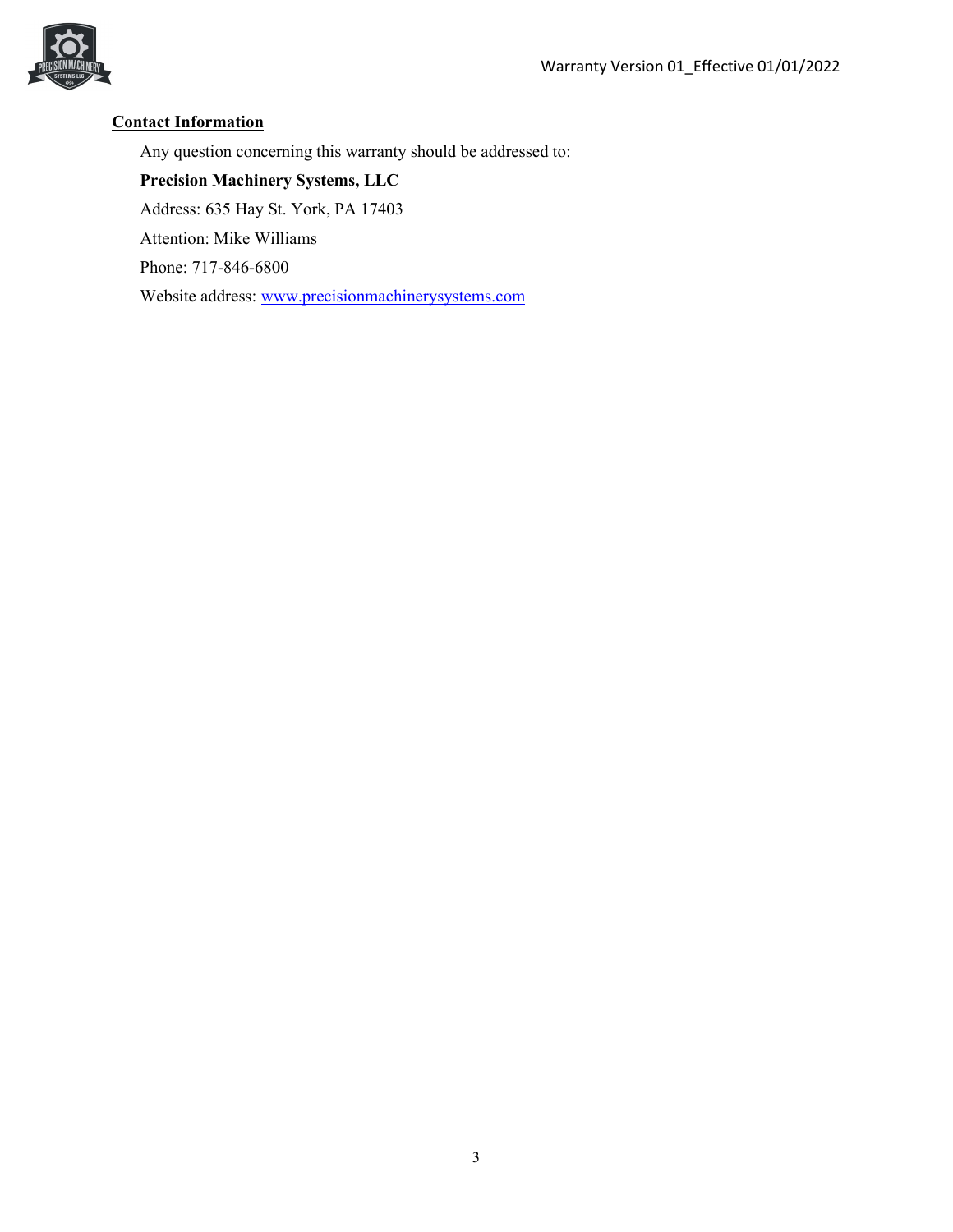## Contact Information

Any question concerning this warranty should be addressed to:

**Precision Machinery Systems, LLC**

Address: 635 Hay St. York, PA 17403

Attention: Mike Williams

Phone: 717-846-6800

Website address: www.precisionmachinerysystems.com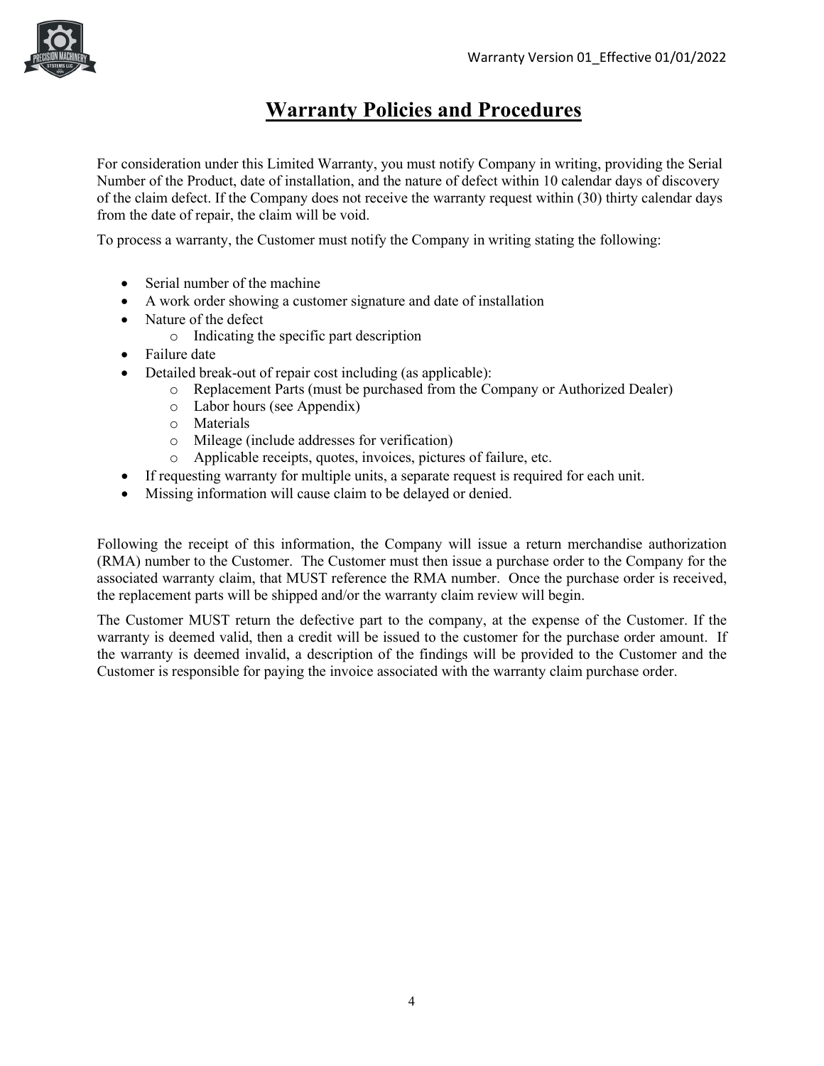# Warranty Policies and Procedures

For consideration under this Limited Warranty, you must notify Company in writing, providing the Serial Number of the Product, date of installation, and the nature of defect within 10 calendar days of discovery of the claim defect. If the Company does not receive the warranty request within (30) thirty calendar days from the date of repair, the claim will be void.

To process a warranty, the Customer must notify the Company in writing stating the following:

- Serial number of the machine
- A work order showing a customer signature and date of installation
- Nature of the defect
  - Indicating the specific part description
- Failure date
- Detailed break-out of repair cost including (as applicable):
  - Replacement Parts (must be purchased from the Company or Authorized Dealer)
  - Labor hours (see Appendix)
  - Materials
  - Mileage (include addresses for verification)
  - Applicable receipts, quotes, invoices, pictures of failure, etc.
- If requesting warranty for multiple units, a separate request is required for each unit.
- Missing information will cause claim to be delayed or denied.

Following the receipt of this information, the Company will issue a return merchandise authorization (RMA) number to the Customer. The Customer must then issue a purchase order to the Company for the associated warranty claim, that MUST reference the RMA number. Once the purchase order is received, the replacement parts will be shipped and/or the warranty claim review will begin.

The Customer MUST return the defective part to the company, at the expense of the Customer. If the warranty is deemed valid, then a credit will be issued to the customer for the purchase order amount. If the warranty is deemed invalid, a description of the findings will be provided to the Customer and the Customer is responsible for paying the invoice associated with the warranty claim purchase order.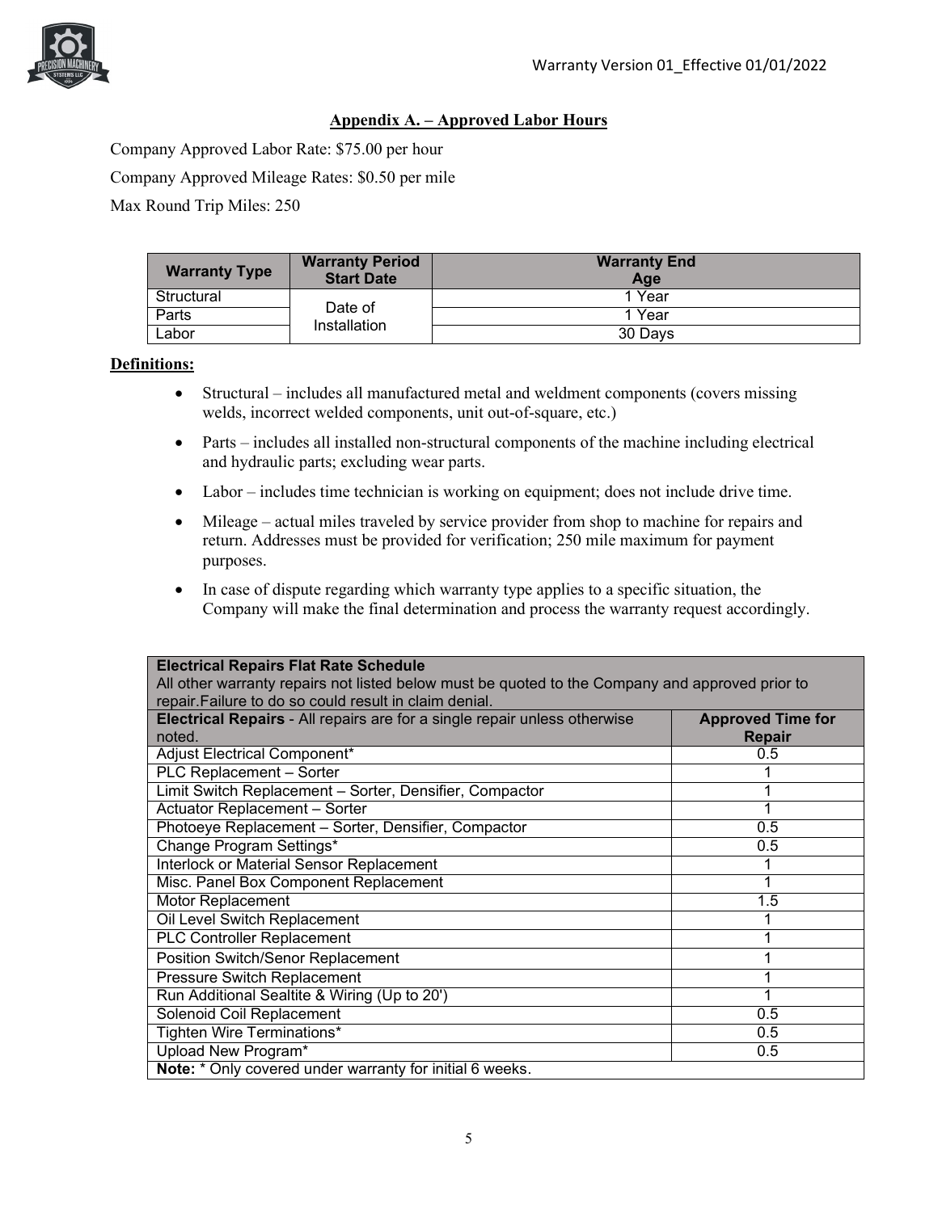## Appendix A. – Approved Labor Hours

Company Approved Labor Rate: $75.00 per hour

Company Approved Mileage Rates: $0.50 per mile

Max Round Trip Miles: 250

| Warranty Type | Warranty Period Start Date | Warranty End Age |
|---|---|---|
| Structural | Date of Installation | 1 Year |
| Parts | | 1 Year |
| Labor | | 30 Days |

**Definitions:**

- Structural – includes all manufactured metal and weldment components (covers missing welds, incorrect welded components, unit out-of-square, etc.)
- Parts – includes all installed non-structural components of the machine including electrical and hydraulic parts; excluding wear parts.
- Labor – includes time technician is working on equipment; does not include drive time.
- Mileage – actual miles traveled by service provider from shop to machine for repairs and return. Addresses must be provided for verification; 250 mile maximum for payment purposes.
- In case of dispute regarding which warranty type applies to a specific situation, the Company will make the final determination and process the warranty request accordingly.

| **Electrical Repairs Flat Rate Schedule** All other warranty repairs not listed below must be quoted to the Company and approved prior to repair.Failure to do so could result in claim denial. | |
|---|---|
| **Electrical Repairs** - All repairs are for a single repair unless otherwise noted. | **Approved Time for Repair** |
| Adjust Electrical Component* | 0.5 |
| PLC Replacement – Sorter | 1 |
| Limit Switch Replacement – Sorter, Densifier, Compactor | 1 |
| Actuator Replacement – Sorter | 1 |
| Photoeye Replacement – Sorter, Densifier, Compactor | 0.5 |
| Change Program Settings* | 0.5 |
| Interlock or Material Sensor Replacement | 1 |
| Misc. Panel Box Component Replacement | 1 |
| Motor Replacement | 1.5 |
| Oil Level Switch Replacement | 1 |
| PLC Controller Replacement | 1 |
| Position Switch/Senor Replacement | 1 |
| Pressure Switch Replacement | 1 |
| Run Additional Sealtite & Wiring (Up to 20') | 1 |
| Solenoid Coil Replacement | 0.5 |
| Tighten Wire Terminations* | 0.5 |
| Upload New Program* | 0.5 |
| **Note:** * Only covered under warranty for initial 6 weeks. | |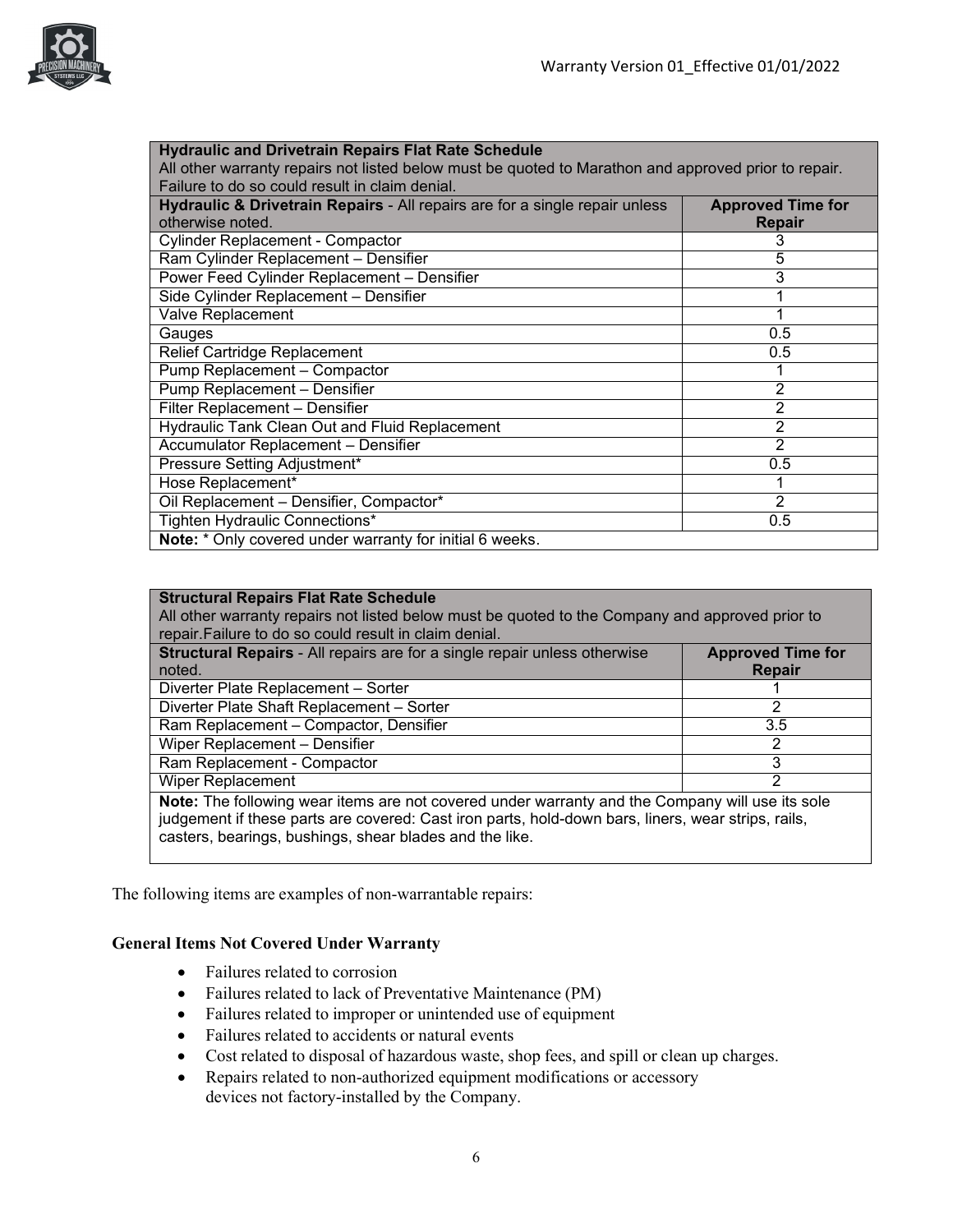| Hydraulic and Drivetrain Repairs Flat Rate Schedule<br>All other warranty repairs not listed below must be quoted to Marathon and approved prior to repair. Failure to do so could result in claim denial. | |
|---|---|
| **Hydraulic & Drivetrain Repairs** - All repairs are for a single repair unless otherwise noted. | **Approved Time for Repair** |
| Cylinder Replacement - Compactor | 3 |
| Ram Cylinder Replacement – Densifier | 5 |
| Power Feed Cylinder Replacement – Densifier | 3 |
| Side Cylinder Replacement – Densifier | 1 |
| Valve Replacement | 1 |
| Gauges | 0.5 |
| Relief Cartridge Replacement | 0.5 |
| Pump Replacement – Compactor | 1 |
| Pump Replacement – Densifier | 2 |
| Filter Replacement – Densifier | 2 |
| Hydraulic Tank Clean Out and Fluid Replacement | 2 |
| Accumulator Replacement – Densifier | 2 |
| Pressure Setting Adjustment* | 0.5 |
| Hose Replacement* | 1 |
| Oil Replacement – Densifier, Compactor* | 2 |
| Tighten Hydraulic Connections* | 0.5 |
| **Note:** * Only covered under warranty for initial 6 weeks. | |

| Structural Repairs Flat Rate Schedule<br>All other warranty repairs not listed below must be quoted to the Company and approved prior to repair.Failure to do so could result in claim denial. | |
|---|---|
| **Structural Repairs** - All repairs are for a single repair unless otherwise noted. | **Approved Time for Repair** |
| Diverter Plate Replacement – Sorter | 1 |
| Diverter Plate Shaft Replacement – Sorter | 2 |
| Ram Replacement – Compactor, Densifier | 3.5 |
| Wiper Replacement – Densifier | 2 |
| Ram Replacement - Compactor | 3 |
| Wiper Replacement | 2 |
| **Note:** The following wear items are not covered under warranty and the Company will use its sole judgement if these parts are covered: Cast iron parts, hold-down bars, liners, wear strips, rails, casters, bearings, bushings, shear blades and the like. | |

The following items are examples of non-warrantable repairs:

**General Items Not Covered Under Warranty**

- Failures related to corrosion
- Failures related to lack of Preventative Maintenance (PM)
- Failures related to improper or unintended use of equipment
- Failures related to accidents or natural events
- Cost related to disposal of hazardous waste, shop fees, and spill or clean up charges.
- Repairs related to non-authorized equipment modifications or accessory devices not factory-installed by the Company.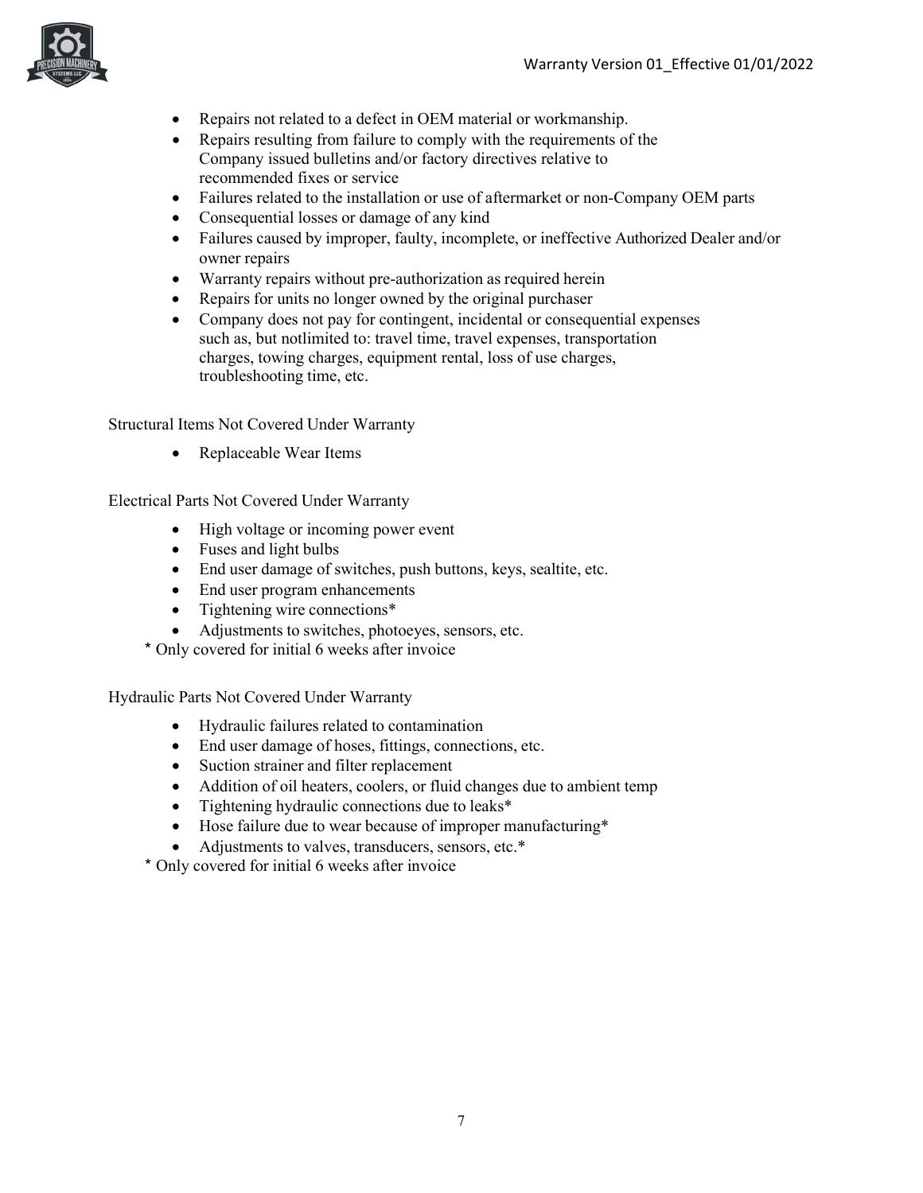- Repairs not related to a defect in OEM material or workmanship.
- Repairs resulting from failure to comply with the requirements of the Company issued bulletins and/or factory directives relative to recommended fixes or service
- Failures related to the installation or use of aftermarket or non-Company OEM parts
- Consequential losses or damage of any kind
- Failures caused by improper, faulty, incomplete, or ineffective Authorized Dealer and/or owner repairs
- Warranty repairs without pre-authorization as required herein
- Repairs for units no longer owned by the original purchaser
- Company does not pay for contingent, incidental or consequential expenses such as, but notlimited to: travel time, travel expenses, transportation charges, towing charges, equipment rental, loss of use charges, troubleshooting time, etc.

Structural Items Not Covered Under Warranty

- Replaceable Wear Items

Electrical Parts Not Covered Under Warranty

- High voltage or incoming power event
- Fuses and light bulbs
- End user damage of switches, push buttons, keys, sealtite, etc.
- End user program enhancements
- Tightening wire connections*
- Adjustments to switches, photoeyes, sensors, etc.

\* Only covered for initial 6 weeks after invoice

Hydraulic Parts Not Covered Under Warranty

- Hydraulic failures related to contamination
- End user damage of hoses, fittings, connections, etc.
- Suction strainer and filter replacement
- Addition of oil heaters, coolers, or fluid changes due to ambient temp
- Tightening hydraulic connections due to leaks*
- Hose failure due to wear because of improper manufacturing*
- Adjustments to valves, transducers, sensors, etc.*

\* Only covered for initial 6 weeks after invoice